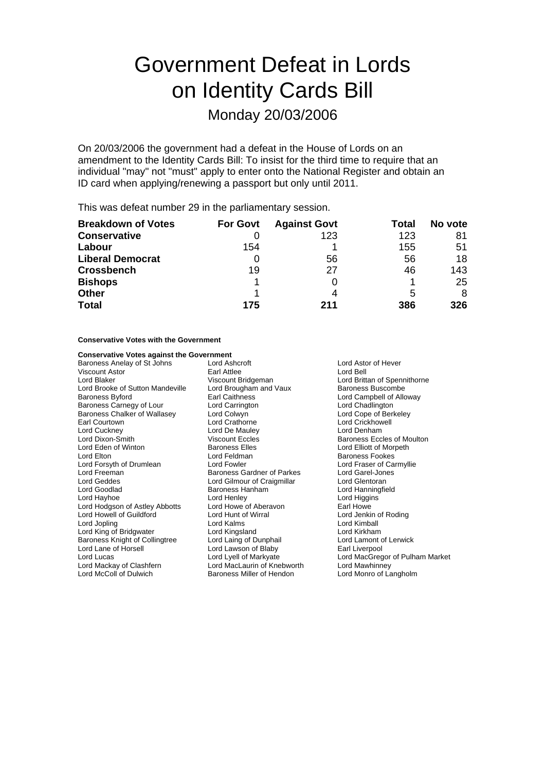# Government Defeat in Lords on Identity Cards Bill

## Monday 20/03/2006

On 20/03/2006 the government had a defeat in the House of Lords on an amendment to the Identity Cards Bill: To insist for the third time to require that an individual "may" not "must" apply to enter onto the National Register and obtain an ID card when applying/renewing a passport but only until 2011.

This was defeat number 29 in the parliamentary session.

| Breakdown of Votes | For Govt | Against Govt | Total | No vote |
|---|---|---|---|---|
| **Conservative** | 0 | 123 | 123 | 81 |
| **Labour** | 154 | 1 | 155 | 51 |
| **Liberal Democrat** | 0 | 56 | 56 | 18 |
| **Crossbench** | 19 | 27 | 46 | 143 |
| **Bishops** | 1 | 0 | 1 | 25 |
| **Other** | 1 | 4 | 5 | 8 |
| **Total** | **175** | **211** | **386** | **326** |

**Conservative Votes with the Government**

**Conservative Votes against the Government**

Baroness Anelay of St Johns
Lord Ashcroft
Lord Astor of Hever
Viscount Astor
Earl Attlee
Lord Bell
Lord Blaker
Viscount Bridgeman
Lord Brittan of Spennithorne
Lord Brooke of Sutton Mandeville
Lord Brougham and Vaux
Baroness Buscombe
Baroness Byford
Earl Caithness
Lord Campbell of Alloway
Baroness Carnegy of Lour
Lord Carrington
Lord Chadlington
Baroness Chalker of Wallasey
Lord Colwyn
Lord Cope of Berkeley
Earl Courtown
Lord Crathorne
Lord Crickhowell
Lord Cuckney
Lord De Mauley
Lord Denham
Lord Dixon-Smith
Viscount Eccles
Baroness Eccles of Moulton
Lord Eden of Winton
Baroness Elles
Lord Elliott of Morpeth
Lord Elton
Lord Feldman
Baroness Fookes
Lord Forsyth of Drumlean
Lord Fowler
Lord Fraser of Carmyllie
Lord Freeman
Baroness Gardner of Parkes
Lord Garel-Jones
Lord Geddes
Lord Gilmour of Craigmillar
Lord Glentoran
Lord Goodlad
Baroness Hanham
Lord Hanningfield
Lord Hayhoe
Lord Henley
Lord Higgins
Lord Hodgson of Astley Abbotts
Lord Howe of Aberavon
Earl Howe
Lord Howell of Guildford
Lord Hunt of Wirral
Lord Jenkin of Roding
Lord Jopling
Lord Kalms
Lord Kimball
Lord King of Bridgwater
Lord Kingsland
Lord Kirkham
Baroness Knight of Collingtree
Lord Laing of Dunphail
Lord Lamont of Lerwick
Lord Lane of Horsell
Lord Lawson of Blaby
Earl Liverpool
Lord Lucas
Lord Lyell of Markyate
Lord MacGregor of Pulham Market
Lord Mackay of Clashfern
Lord MacLaurin of Knebworth
Lord Mawhinney
Lord McColl of Dulwich
Baroness Miller of Hendon
Lord Monro of Langholm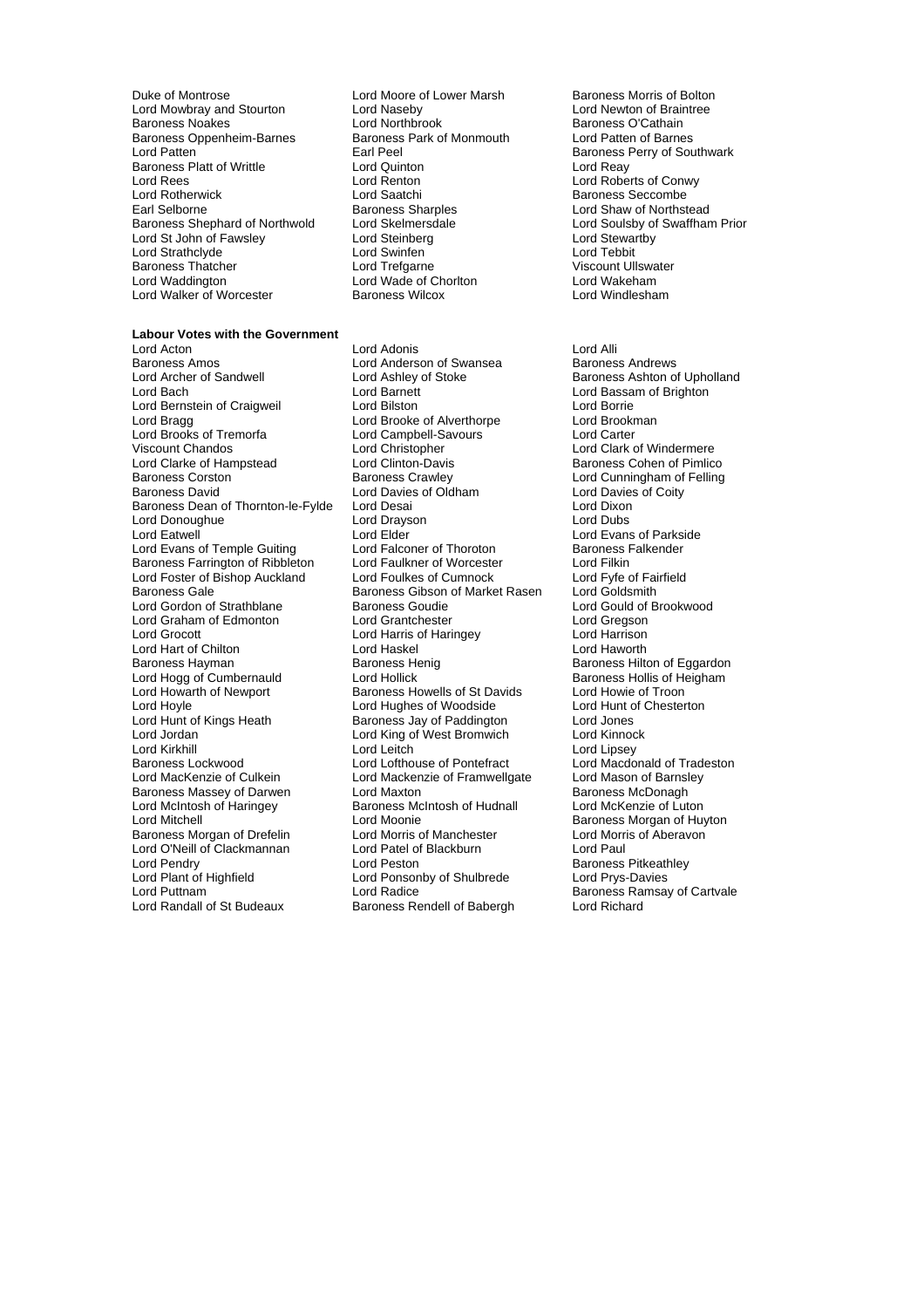Duke of Montrose
Lord Moore of Lower Marsh
Baroness Morris of Bolton
Lord Mowbray and Stourton
Lord Naseby
Lord Newton of Braintree
Baroness Noakes
Lord Northbrook
Baroness O'Cathain
Baroness Oppenheim-Barnes
Baroness Park of Monmouth
Lord Patten of Barnes
Lord Patten
Earl Peel
Baroness Perry of Southwark
Baroness Platt of Writtle
Lord Quinton
Lord Reay
Lord Rees
Lord Renton
Lord Roberts of Conwy
Lord Rotherwick
Lord Saatchi
Baroness Seccombe
Earl Selborne
Baroness Sharples
Lord Shaw of Northstead
Baroness Shephard of Northwold
Lord Skelmersdale
Lord Soulsby of Swaffham Prior
Lord St John of Fawsley
Lord Steinberg
Lord Stewartby
Lord Strathclyde
Lord Swinfen
Lord Tebbit
Baroness Thatcher
Lord Trefgarne
Viscount Ullswater
Lord Waddington
Lord Wade of Chorlton
Lord Wakeham
Lord Walker of Worcester
Baroness Wilcox
Lord Windlesham

**Labour Votes with the Government**

Lord Acton
Lord Adonis
Lord Alli
Baroness Amos
Lord Anderson of Swansea
Baroness Andrews
Lord Archer of Sandwell
Lord Ashley of Stoke
Baroness Ashton of Upholland
Lord Bach
Lord Barnett
Lord Bassam of Brighton
Lord Bernstein of Craigweil
Lord Bilston
Lord Borrie
Lord Bragg
Lord Brooke of Alverthorpe
Lord Brookman
Lord Brooks of Tremorfa
Lord Campbell-Savours
Lord Carter
Viscount Chandos
Lord Christopher
Lord Clark of Windermere
Lord Clarke of Hampstead
Lord Clinton-Davis
Baroness Cohen of Pimlico
Baroness Corston
Baroness Crawley
Lord Cunningham of Felling
Baroness David
Lord Davies of Oldham
Lord Davies of Coity
Baroness Dean of Thornton-le-Fylde
Lord Desai
Lord Dixon
Lord Donoughue
Lord Drayson
Lord Dubs
Lord Eatwell
Lord Elder
Lord Evans of Parkside
Lord Evans of Temple Guiting
Lord Falconer of Thoroton
Baroness Falkender
Baroness Farrington of Ribbleton
Lord Faulkner of Worcester
Lord Filkin
Lord Foster of Bishop Auckland
Lord Foulkes of Cumnock
Lord Fyfe of Fairfield
Baroness Gale
Baroness Gibson of Market Rasen
Lord Goldsmith
Lord Gordon of Strathblane
Baroness Goudie
Lord Gould of Brookwood
Lord Graham of Edmonton
Lord Grantchester
Lord Gregson
Lord Grocott
Lord Harris of Haringey
Lord Harrison
Lord Hart of Chilton
Lord Haskel
Lord Haworth
Baroness Hayman
Baroness Henig
Baroness Hilton of Eggardon
Lord Hogg of Cumbernauld
Lord Hollick
Baroness Hollis of Heigham
Lord Howarth of Newport
Baroness Howells of St Davids
Lord Howie of Troon
Lord Hoyle
Lord Hughes of Woodside
Lord Hunt of Chesterton
Lord Hunt of Kings Heath
Baroness Jay of Paddington
Lord Jones
Lord Jordan
Lord King of West Bromwich
Lord Kinnock
Lord Kirkhill
Lord Leitch
Lord Lipsey
Baroness Lockwood
Lord Lofthouse of Pontefract
Lord Macdonald of Tradeston
Lord MacKenzie of Culkein
Lord Mackenzie of Framwellgate
Lord Mason of Barnsley
Baroness Massey of Darwen
Lord Maxton
Baroness McDonagh
Lord McIntosh of Haringey
Baroness McIntosh of Hudnall
Lord McKenzie of Luton
Lord Mitchell
Lord Moonie
Baroness Morgan of Huyton
Baroness Morgan of Drefelin
Lord Morris of Manchester
Lord Morris of Aberavon
Lord O'Neill of Clackmannan
Lord Patel of Blackburn
Lord Paul
Lord Pendry
Lord Peston
Baroness Pitkeathley
Lord Plant of Highfield
Lord Ponsonby of Shulbrede
Lord Prys-Davies
Lord Puttnam
Lord Radice
Baroness Ramsay of Cartvale
Lord Randall of St Budeaux
Baroness Rendell of Babergh
Lord Richard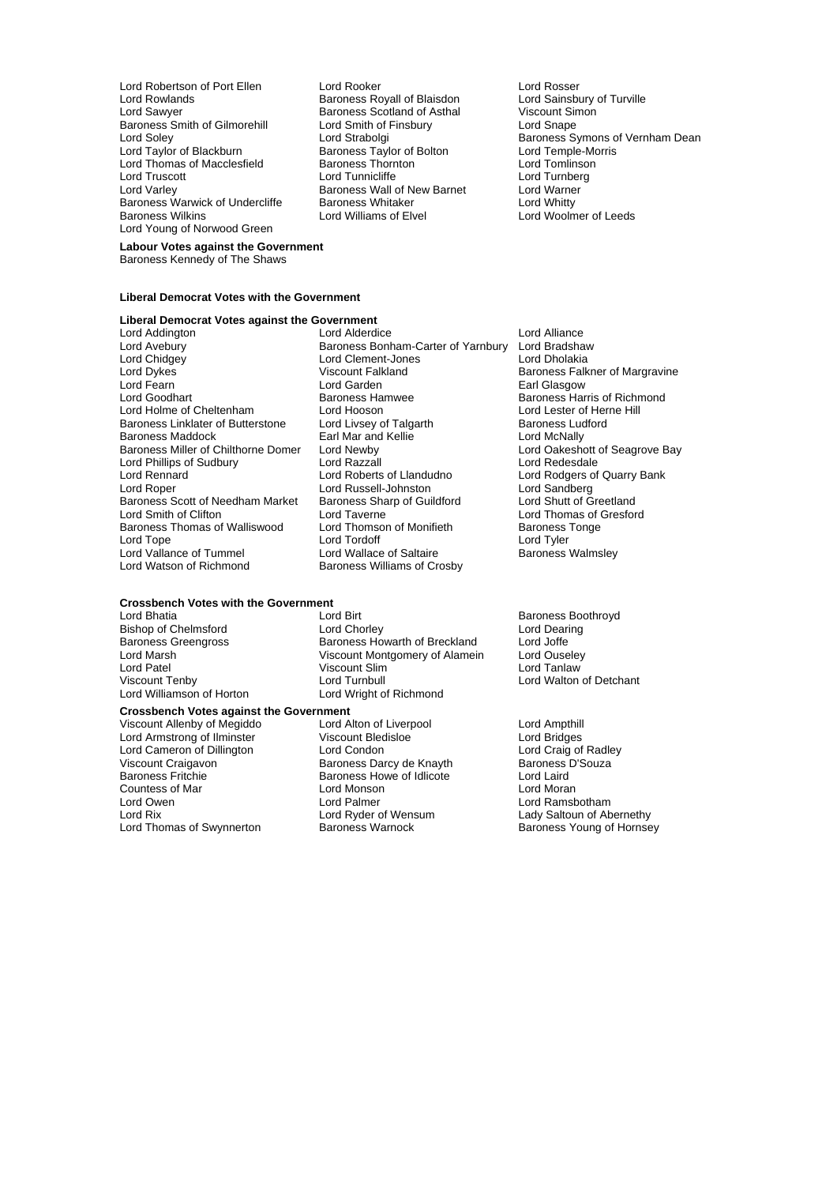Lord Robertson of Port Ellen
Lord Rooker
Lord Rosser
Lord Rowlands
Baroness Royall of Blaisdon
Lord Sainsbury of Turville
Lord Sawyer
Baroness Scotland of Asthal
Viscount Simon
Baroness Smith of Gilmorehill
Lord Smith of Finsbury
Lord Snape
Lord Soley
Lord Strabolgi
Baroness Symons of Vernham Dean
Lord Taylor of Blackburn
Baroness Taylor of Bolton
Lord Temple-Morris
Lord Thomas of Macclesfield
Baroness Thornton
Lord Tomlinson
Lord Truscott
Lord Tunnicliffe
Lord Turnberg
Lord Varley
Baroness Wall of New Barnet
Lord Warner
Baroness Warwick of Undercliffe
Baroness Whitaker
Lord Whitty
Baroness Wilkins
Lord Williams of Elvel
Lord Woolmer of Leeds
Lord Young of Norwood Green

**Labour Votes against the Government**

Baroness Kennedy of The Shaws

**Liberal Democrat Votes with the Government**

**Liberal Democrat Votes against the Government**

Lord Addington
Lord Alderdice
Lord Alliance
Lord Avebury
Baroness Bonham-Carter of Yarnbury
Lord Bradshaw
Lord Chidgey
Lord Clement-Jones
Lord Dholakia
Lord Dykes
Viscount Falkland
Baroness Falkner of Margravine
Lord Fearn
Lord Garden
Earl Glasgow
Lord Goodhart
Baroness Hamwee
Baroness Harris of Richmond
Lord Holme of Cheltenham
Lord Hooson
Lord Lester of Herne Hill
Baroness Linklater of Butterstone
Lord Livsey of Talgarth
Baroness Ludford
Baroness Maddock
Earl Mar and Kellie
Lord McNally
Baroness Miller of Chilthorne Domer
Lord Newby
Lord Oakeshott of Seagrove Bay
Lord Phillips of Sudbury
Lord Razzall
Lord Redesdale
Lord Rennard
Lord Roberts of Llandudno
Lord Rodgers of Quarry Bank
Lord Roper
Lord Russell-Johnston
Lord Sandberg
Baroness Scott of Needham Market
Baroness Sharp of Guildford
Lord Shutt of Greetland
Lord Smith of Clifton
Lord Taverne
Lord Thomas of Gresford
Baroness Thomas of Walliswood
Lord Thomson of Monifieth
Baroness Tonge
Lord Tope
Lord Tordoff
Lord Tyler
Lord Vallance of Tummel
Lord Wallace of Saltaire
Baroness Walmsley
Lord Watson of Richmond
Baroness Williams of Crosby

**Crossbench Votes with the Government**

Lord Bhatia
Lord Birt
Baroness Boothroyd
Bishop of Chelmsford
Lord Chorley
Lord Dearing
Baroness Greengross
Baroness Howarth of Breckland
Lord Joffe
Lord Marsh
Viscount Montgomery of Alamein
Lord Ouseley
Lord Patel
Viscount Slim
Lord Tanlaw
Viscount Tenby
Lord Turnbull
Lord Walton of Detchant
Lord Williamson of Horton
Lord Wright of Richmond

**Crossbench Votes against the Government**

Viscount Allenby of Megiddo
Lord Alton of Liverpool
Lord Ampthill
Lord Armstrong of Ilminster
Viscount Bledisloe
Lord Bridges
Lord Cameron of Dillington
Lord Condon
Lord Craig of Radley
Viscount Craigavon
Baroness Darcy de Knayth
Baroness D'Souza
Baroness Fritchie
Baroness Howe of Idlicote
Lord Laird
Countess of Mar
Lord Monson
Lord Moran
Lord Owen
Lord Palmer
Lord Ramsbotham
Lord Rix
Lord Ryder of Wensum
Lady Saltoun of Abernethy
Lord Thomas of Swynnerton
Baroness Warnock
Baroness Young of Hornsey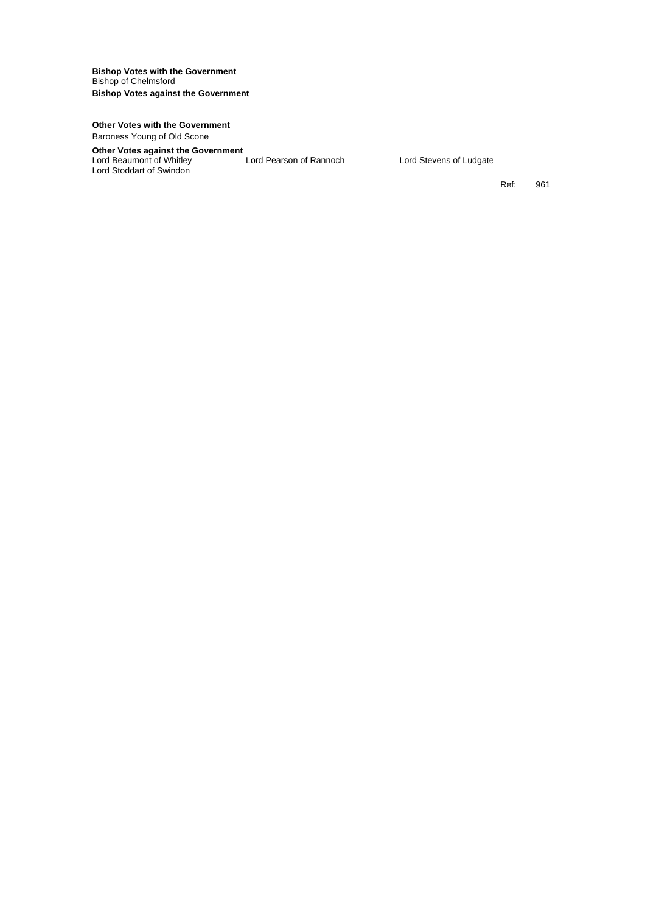**Bishop Votes with the Government**

Bishop of Chelmsford

**Bishop Votes against the Government**

**Other Votes with the Government**

Baroness Young of Old Scone

**Other Votes against the Government**

Lord Beaumont of Whitley
Lord Pearson of Rannoch
Lord Stevens of Ludgate
Lord Stoddart of Swindon

Ref: 961